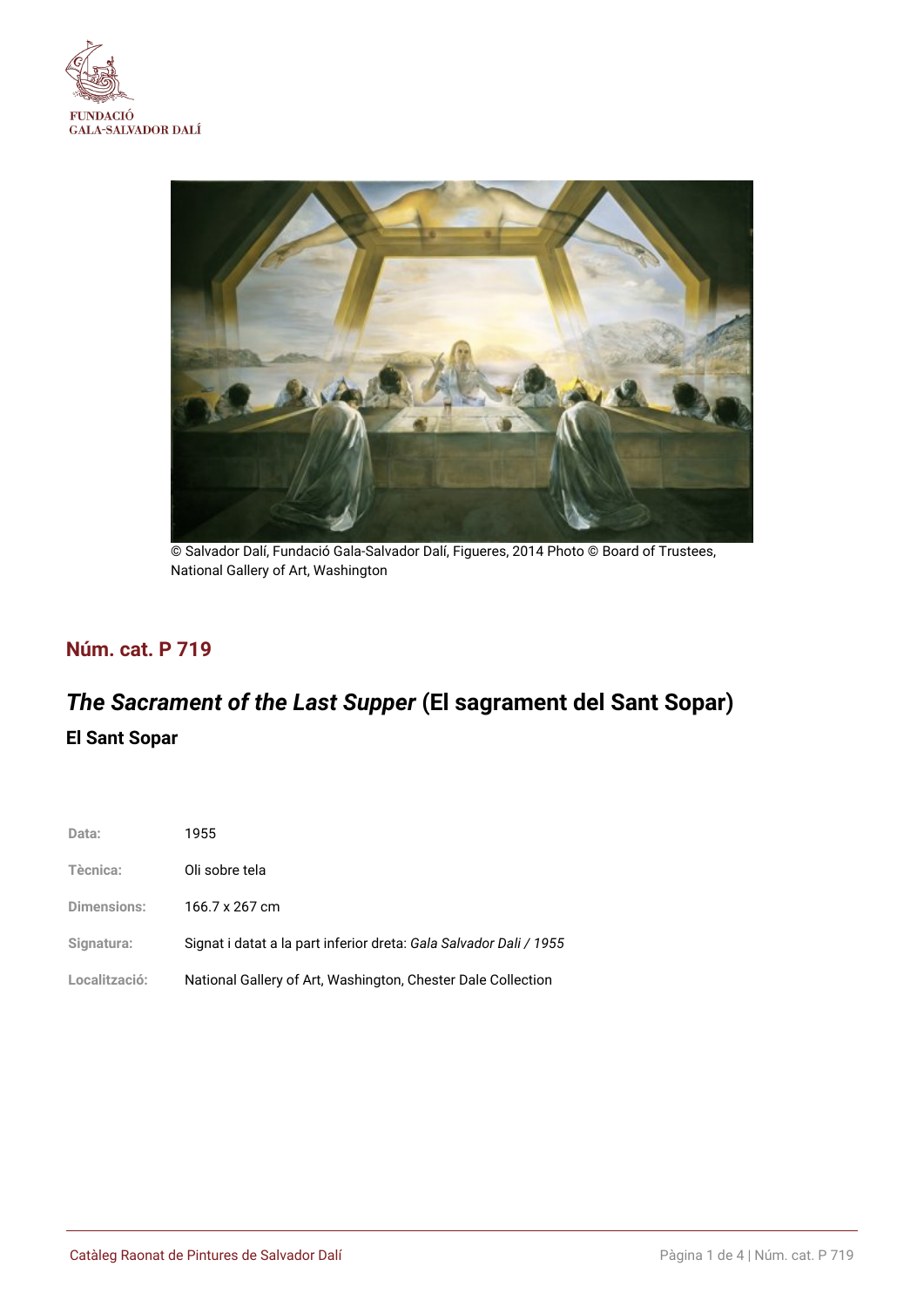FUNDACIÓ
GALA-SALVADOR DALÍ

© Salvador Dalí, Fundació Gala-Salvador Dalí, Figueres, 2014 Photo © Board of Trustees, National Gallery of Art, Washington

## Núm. cat. P 719

# *The Sacrament of the Last Supper* (El sagrament del Sant Sopar)

### El Sant Sopar

| | |
|---|---|
| Data: | 1955 |
| Tècnica: | Oli sobre tela |
| Dimensions: | 166.7 x 267 cm |
| Signatura: | Signat i datat a la part inferior dreta: *Gala Salvador Dali / 1955* |
| Localització: | National Gallery of Art, Washington, Chester Dale Collection |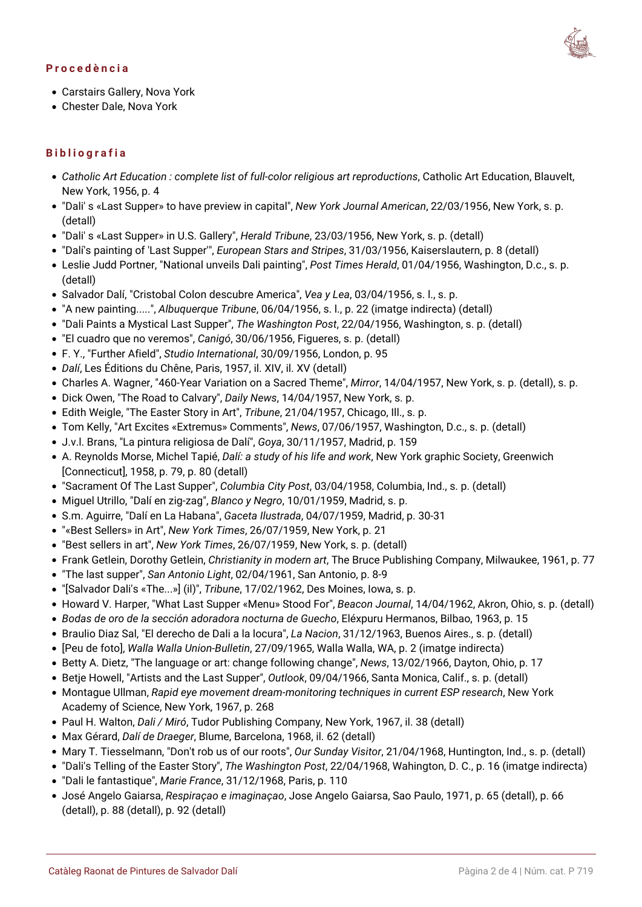## Procedència

- Carstairs Gallery, Nova York
- Chester Dale, Nova York

## Bibliografia

- *Catholic Art Education : complete list of full-color religious art reproductions*, Catholic Art Education, Blauvelt, New York, 1956, p. 4
- "Dali' s «Last Supper» to have preview in capital", *New York Journal American*, 22/03/1956, New York, s. p. (detall)
- "Dali' s «Last Supper» in U.S. Gallery", *Herald Tribune*, 23/03/1956, New York, s. p. (detall)
- "Dalí's painting of 'Last Supper'", *European Stars and Stripes*, 31/03/1956, Kaiserslautern, p. 8 (detall)
- Leslie Judd Portner, "National unveils Dali painting", *Post Times Herald*, 01/04/1956, Washington, D.c., s. p. (detall)
- Salvador Dalí, "Cristobal Colon descubre America", *Vea y Lea*, 03/04/1956, s. l., s. p.
- "A new painting.....", *Albuquerque Tribune*, 06/04/1956, s. l., p. 22 (imatge indirecta) (detall)
- "Dali Paints a Mystical Last Supper", *The Washington Post*, 22/04/1956, Washington, s. p. (detall)
- "El cuadro que no veremos", *Canigó*, 30/06/1956, Figueres, s. p. (detall)
- F. Y., "Further Afield", *Studio International*, 30/09/1956, London, p. 95
- *Dalí*, Les Éditions du Chêne, Paris, 1957, il. XIV, il. XV (detall)
- Charles A. Wagner, "460-Year Variation on a Sacred Theme", *Mirror*, 14/04/1957, New York, s. p. (detall), s. p.
- Dick Owen, "The Road to Calvary", *Daily News*, 14/04/1957, New York, s. p.
- Edith Weigle, "The Easter Story in Art", *Tribune*, 21/04/1957, Chicago, Ill., s. p.
- Tom Kelly, "Art Excites «Extremus» Comments", *News*, 07/06/1957, Washington, D.c., s. p. (detall)
- J.v.l. Brans, "La pintura religiosa de Dalí", *Goya*, 30/11/1957, Madrid, p. 159
- A. Reynolds Morse, Michel Tapié, *Dalí: a study of his life and work*, New York graphic Society, Greenwich [Connecticut], 1958, p. 79, p. 80 (detall)
- "Sacrament Of The Last Supper", *Columbia City Post*, 03/04/1958, Columbia, Ind., s. p. (detall)
- Miguel Utrillo, "Dalí en zig-zag", *Blanco y Negro*, 10/01/1959, Madrid, s. p.
- S.m. Aguirre, "Dalí en La Habana", *Gaceta Ilustrada*, 04/07/1959, Madrid, p. 30-31
- "«Best Sellers» in Art", *New York Times*, 26/07/1959, New York, p. 21
- "Best sellers in art", *New York Times*, 26/07/1959, New York, s. p. (detall)
- Frank Getlein, Dorothy Getlein, *Christianity in modern art*, The Bruce Publishing Company, Milwaukee, 1961, p. 77
- "The last supper", *San Antonio Light*, 02/04/1961, San Antonio, p. 8-9
- "[Salvador Dali's «The...»] (il)", *Tribune*, 17/02/1962, Des Moines, Iowa, s. p.
- Howard V. Harper, "What Last Supper «Menu» Stood For", *Beacon Journal*, 14/04/1962, Akron, Ohio, s. p. (detall)
- *Bodas de oro de la sección adoradora nocturna de Guecho*, Eléxpuru Hermanos, Bilbao, 1963, p. 15
- Braulio Diaz Sal, "El derecho de Dali a la locura", *La Nacion*, 31/12/1963, Buenos Aires., s. p. (detall)
- [Peu de foto], *Walla Walla Union-Bulletin*, 27/09/1965, Walla Walla, WA, p. 2 (imatge indirecta)
- Betty A. Dietz, "The language or art: change following change", *News*, 13/02/1966, Dayton, Ohio, p. 17
- Betje Howell, "Artists and the Last Supper", *Outlook*, 09/04/1966, Santa Monica, Calif., s. p. (detall)
- Montague Ullman, *Rapid eye movement dream-monitoring techniques in current ESP research*, New York Academy of Science, New York, 1967, p. 268
- Paul H. Walton, *Dali / Miró*, Tudor Publishing Company, New York, 1967, il. 38 (detall)
- Max Gérard, *Dalí de Draeger*, Blume, Barcelona, 1968, il. 62 (detall)
- Mary T. Tiesselmann, "Don't rob us of our roots", *Our Sunday Visitor*, 21/04/1968, Huntington, Ind., s. p. (detall)
- "Dali's Telling of the Easter Story", *The Washington Post*, 22/04/1968, Wahington, D. C., p. 16 (imatge indirecta)
- "Dali le fantastique", *Marie France*, 31/12/1968, Paris, p. 110
- José Angelo Gaiarsa, *Respiraçao e imaginaçao*, Jose Angelo Gaiarsa, Sao Paulo, 1971, p. 65 (detall), p. 66 (detall), p. 88 (detall), p. 92 (detall)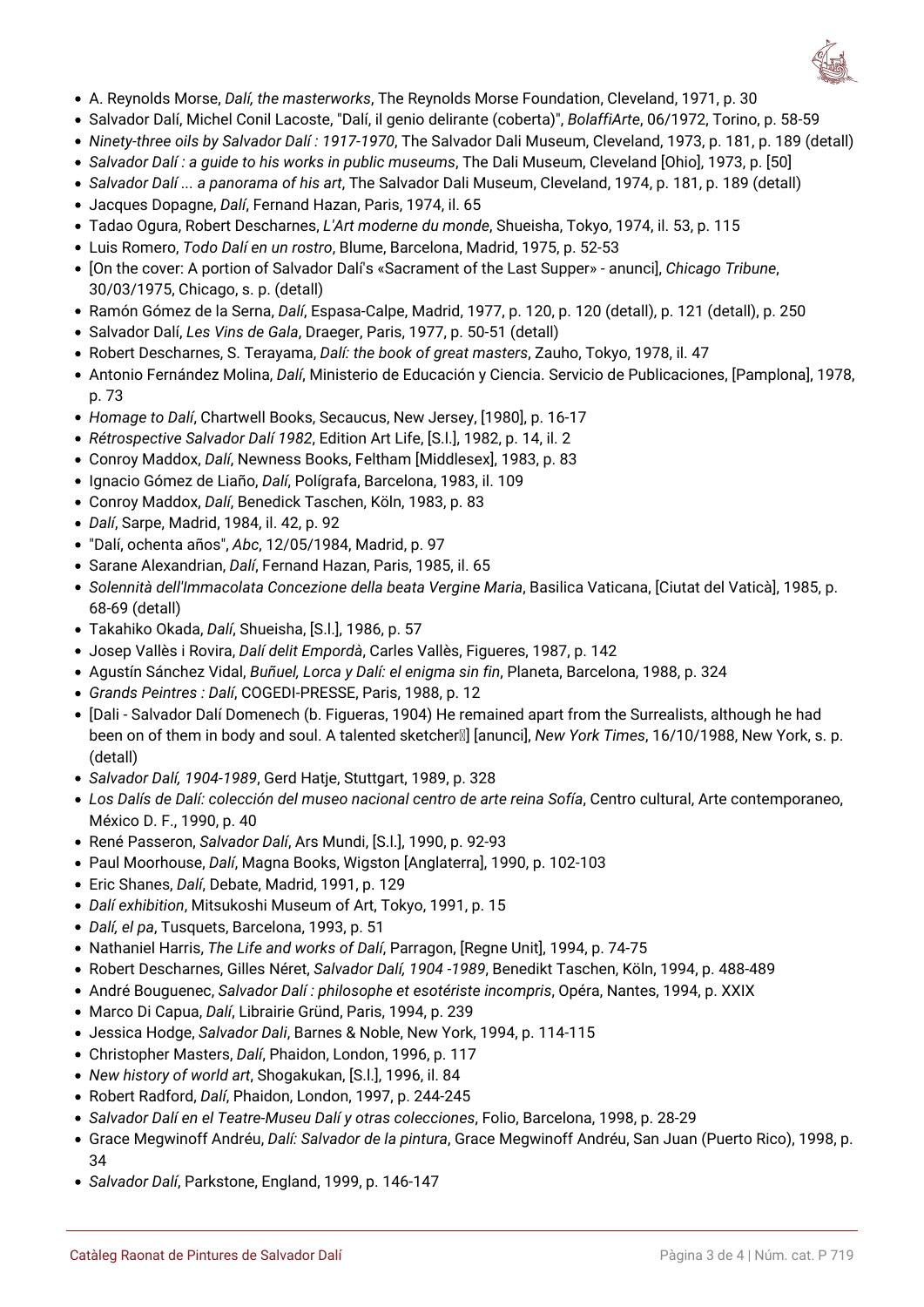- A. Reynolds Morse, *Dalí, the masterworks*, The Reynolds Morse Foundation, Cleveland, 1971, p. 30
- Salvador Dalí, Michel Conil Lacoste, "Dalí, il genio delirante (coberta)", *BolaffiArte*, 06/1972, Torino, p. 58-59
- *Ninety-three oils by Salvador Dalí : 1917-1970*, The Salvador Dali Museum, Cleveland, 1973, p. 181, p. 189 (detall)
- *Salvador Dalí : a guide to his works in public museums*, The Dali Museum, Cleveland [Ohio], 1973, p. [50]
- *Salvador Dalí ... a panorama of his art*, The Salvador Dali Museum, Cleveland, 1974, p. 181, p. 189 (detall)
- Jacques Dopagne, *Dalí*, Fernand Hazan, Paris, 1974, il. 65
- Tadao Ogura, Robert Descharnes, *L'Art moderne du monde*, Shueisha, Tokyo, 1974, il. 53, p. 115
- Luis Romero, *Todo Dalí en un rostro*, Blume, Barcelona, Madrid, 1975, p. 52-53
- [On the cover: A portion of Salvador Dalí's «Sacrament of the Last Supper» - anunci], *Chicago Tribune*, 30/03/1975, Chicago, s. p. (detall)
- Ramón Gómez de la Serna, *Dalí*, Espasa-Calpe, Madrid, 1977, p. 120, p. 120 (detall), p. 121 (detall), p. 250
- Salvador Dalí, *Les Vins de Gala*, Draeger, Paris, 1977, p. 50-51 (detall)
- Robert Descharnes, S. Terayama, *Dalí: the book of great masters*, Zauho, Tokyo, 1978, il. 47
- Antonio Fernández Molina, *Dalí*, Ministerio de Educación y Ciencia. Servicio de Publicaciones, [Pamplona], 1978, p. 73
- *Homage to Dalí*, Chartwell Books, Secaucus, New Jersey, [1980], p. 16-17
- *Rétrospective Salvador Dalí 1982*, Edition Art Life, [S.l.], 1982, p. 14, il. 2
- Conroy Maddox, *Dalí*, Newness Books, Feltham [Middlesex], 1983, p. 83
- Ignacio Gómez de Liaño, *Dalí*, Polígrafa, Barcelona, 1983, il. 109
- Conroy Maddox, *Dalí*, Benedick Taschen, Köln, 1983, p. 83
- *Dalí*, Sarpe, Madrid, 1984, il. 42, p. 92
- "Dalí, ochenta años", *Abc*, 12/05/1984, Madrid, p. 97
- Sarane Alexandrian, *Dalí*, Fernand Hazan, Paris, 1985, il. 65
- *Solennità dell'Immacolata Concezione della beata Vergine Maria*, Basilica Vaticana, [Ciutat del Vaticà], 1985, p. 68-69 (detall)
- Takahiko Okada, *Dalí*, Shueisha, [S.l.], 1986, p. 57
- Josep Vallès i Rovira, *Dalí delit Empordà*, Carles Vallès, Figueres, 1987, p. 142
- Agustín Sánchez Vidal, *Buñuel, Lorca y Dalí: el enigma sin fin*, Planeta, Barcelona, 1988, p. 324
- *Grands Peintres : Dalí*, COGEDI-PRESSE, Paris, 1988, p. 12
- [Dali - Salvador Dalí Domenech (b. Figueras, 1904) He remained apart from the Surrealists, although he had been on of them in body and soul. A talented sketcher] [anunci], *New York Times*, 16/10/1988, New York, s. p. (detall)
- *Salvador Dalí, 1904-1989*, Gerd Hatje, Stuttgart, 1989, p. 328
- *Los Dalís de Dalí: colección del museo nacional centro de arte reina Sofía*, Centro cultural, Arte contemporaneo, México D. F., 1990, p. 40
- René Passeron, *Salvador Dalí*, Ars Mundi, [S.l.], 1990, p. 92-93
- Paul Moorhouse, *Dalí*, Magna Books, Wigston [Anglaterra], 1990, p. 102-103
- Eric Shanes, *Dalí*, Debate, Madrid, 1991, p. 129
- *Dalí exhibition*, Mitsukoshi Museum of Art, Tokyo, 1991, p. 15
- *Dalí, el pa*, Tusquets, Barcelona, 1993, p. 51
- Nathaniel Harris, *The Life and works of Dalí*, Parragon, [Regne Unit], 1994, p. 74-75
- Robert Descharnes, Gilles Néret, *Salvador Dalí, 1904 -1989*, Benedikt Taschen, Köln, 1994, p. 488-489
- André Bouguenec, *Salvador Dalí : philosophe et esotériste incompris*, Opéra, Nantes, 1994, p. XXIX
- Marco Di Capua, *Dalí*, Librairie Gründ, Paris, 1994, p. 239
- Jessica Hodge, *Salvador Dali*, Barnes & Noble, New York, 1994, p. 114-115
- Christopher Masters, *Dalí*, Phaidon, London, 1996, p. 117
- *New history of world art*, Shogakukan, [S.l.], 1996, il. 84
- Robert Radford, *Dalí*, Phaidon, London, 1997, p. 244-245
- *Salvador Dalí en el Teatre-Museu Dalí y otras colecciones*, Folio, Barcelona, 1998, p. 28-29
- Grace Megwinoff Andréu, *Dalí: Salvador de la pintura*, Grace Megwinoff Andréu, San Juan (Puerto Rico), 1998, p. 34
- *Salvador Dalí*, Parkstone, England, 1999, p. 146-147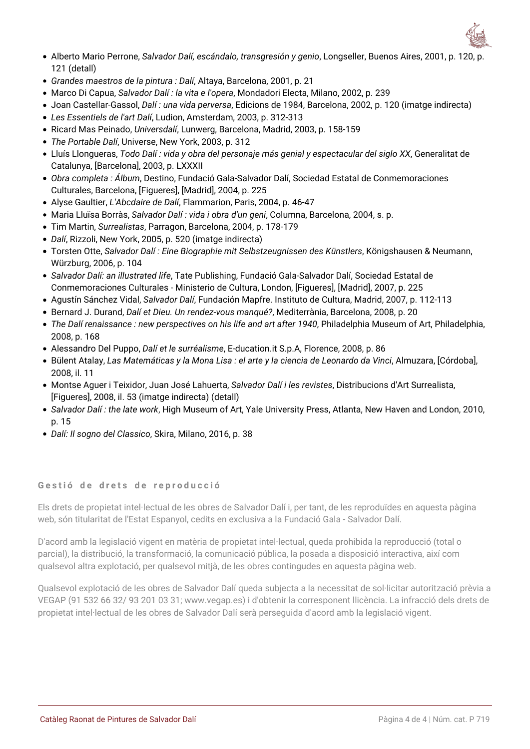- Alberto Mario Perrone, *Salvador Dalí, escándalo, transgresión y genio*, Longseller, Buenos Aires, 2001, p. 120, p. 121 (detall)
- *Grandes maestros de la pintura : Dalí*, Altaya, Barcelona, 2001, p. 21
- Marco Di Capua, *Salvador Dalí : la vita e l'opera*, Mondadori Electa, Milano, 2002, p. 239
- Joan Castellar-Gassol, *Dalí : una vida perversa*, Edicions de 1984, Barcelona, 2002, p. 120 (imatge indirecta)
- *Les Essentiels de l'art Dalí*, Ludion, Amsterdam, 2003, p. 312-313
- Ricard Mas Peinado, *Universdalí*, Lunwerg, Barcelona, Madrid, 2003, p. 158-159
- *The Portable Dalí*, Universe, New York, 2003, p. 312
- Lluís Llongueras, *Todo Dalí : vida y obra del personaje más genial y espectacular del siglo XX*, Generalitat de Catalunya, [Barcelona], 2003, p. LXXXII
- *Obra completa : Álbum*, Destino, Fundació Gala-Salvador Dalí, Sociedad Estatal de Conmemoraciones Culturales, Barcelona, [Figueres], [Madrid], 2004, p. 225
- Alyse Gaultier, *L'Abcdaire de Dalí*, Flammarion, Paris, 2004, p. 46-47
- Maria Lluïsa Borràs, *Salvador Dalí : vida i obra d'un geni*, Columna, Barcelona, 2004, s. p.
- Tim Martin, *Surrealistas*, Parragon, Barcelona, 2004, p. 178-179
- *Dalí*, Rizzoli, New York, 2005, p. 520 (imatge indirecta)
- Torsten Otte, *Salvador Dalí : Eine Biographie mit Selbstzeugnissen des Künstlers*, Königshausen & Neumann, Würzburg, 2006, p. 104
- *Salvador Dalí: an illustrated life*, Tate Publishing, Fundació Gala-Salvador Dalí, Sociedad Estatal de Conmemoraciones Culturales - Ministerio de Cultura, London, [Figueres], [Madrid], 2007, p. 225
- Agustín Sánchez Vidal, *Salvador Dalí*, Fundación Mapfre. Instituto de Cultura, Madrid, 2007, p. 112-113
- Bernard J. Durand, *Dalí et Dieu. Un rendez-vous manqué?*, Mediterrània, Barcelona, 2008, p. 20
- *The Dalí renaissance : new perspectives on his life and art after 1940*, Philadelphia Museum of Art, Philadelphia, 2008, p. 168
- Alessandro Del Puppo, *Dalí et le surréalisme*, E-ducation.it S.p.A, Florence, 2008, p. 86
- Bülent Atalay, *Las Matemáticas y la Mona Lisa : el arte y la ciencia de Leonardo da Vinci*, Almuzara, [Córdoba], 2008, il. 11
- Montse Aguer i Teixidor, Juan José Lahuerta, *Salvador Dalí i les revistes*, Distribucions d'Art Surrealista, [Figueres], 2008, il. 53 (imatge indirecta) (detall)
- *Salvador Dalí : the late work*, High Museum of Art, Yale University Press, Atlanta, New Haven and London, 2010, p. 15
- *Dalí: Il sogno del Classico*, Skira, Milano, 2016, p. 38

## Gestió de drets de reproducció

Els drets de propietat intel·lectual de les obres de Salvador Dalí i, per tant, de les reproduïdes en aquesta pàgina web, són titularitat de l'Estat Espanyol, cedits en exclusiva a la Fundació Gala - Salvador Dalí.

D'acord amb la legislació vigent en matèria de propietat intel·lectual, queda prohibida la reproducció (total o parcial), la distribució, la transformació, la comunicació pública, la posada a disposició interactiva, així com qualsevol altra explotació, per qualsevol mitjà, de les obres contingudes en aquesta pàgina web.

Qualsevol explotació de les obres de Salvador Dalí queda subjecta a la necessitat de sol·licitar autorització prèvia a VEGAP (91 532 66 32/ 93 201 03 31; www.vegap.es) i d'obtenir la corresponent llicència. La infracció dels drets de propietat intel·lectual de les obres de Salvador Dalí serà perseguida d'acord amb la legislació vigent.